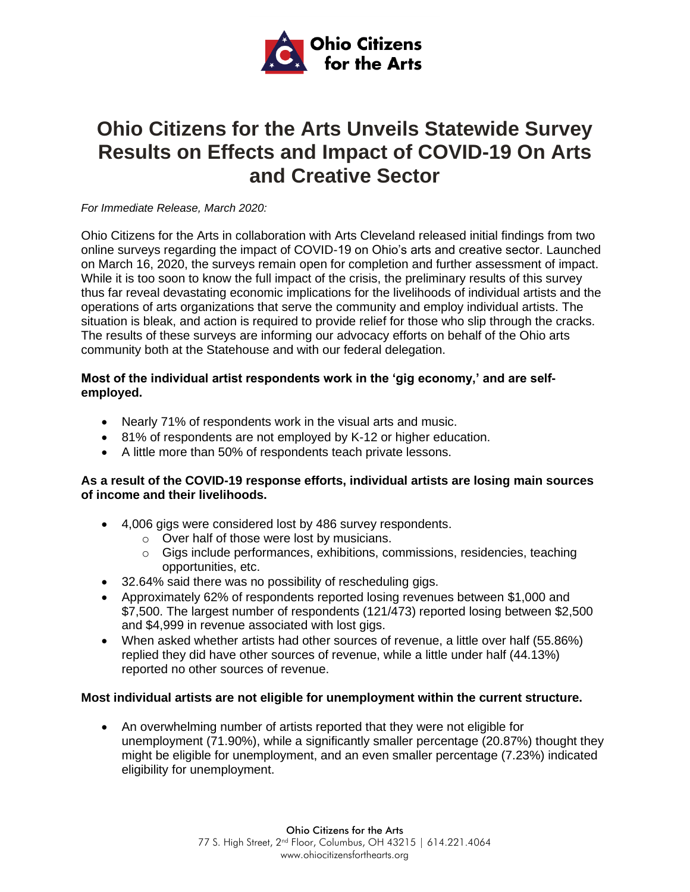# Ohio Citizens for the Arts Unveils Statewide Survey Results on Effects and Impact of COVID-19 On Arts and Creative Sector

*For Immediate Release, March 2020:*

Ohio Citizens for the Arts in collaboration with Arts Cleveland released initial findings from two online surveys regarding the impact of COVID-19 on Ohio's arts and creative sector. Launched on March 16, 2020, the surveys remain open for completion and further assessment of impact. While it is too soon to know the full impact of the crisis, the preliminary results of this survey thus far reveal devastating economic implications for the livelihoods of individual artists and the operations of arts organizations that serve the community and employ individual artists. The situation is bleak, and action is required to provide relief for those who slip through the cracks. The results of these surveys are informing our advocacy efforts on behalf of the Ohio arts community both at the Statehouse and with our federal delegation.

**Most of the individual artist respondents work in the 'gig economy,' and are self-employed.**

- Nearly 71% of respondents work in the visual arts and music.
- 81% of respondents are not employed by K-12 or higher education.
- A little more than 50% of respondents teach private lessons.

**As a result of the COVID-19 response efforts, individual artists are losing main sources of income and their livelihoods.**

- 4,006 gigs were considered lost by 486 survey respondents.
  - Over half of those were lost by musicians.
  - Gigs include performances, exhibitions, commissions, residencies, teaching opportunities, etc.
- 32.64% said there was no possibility of rescheduling gigs.
- Approximately 62% of respondents reported losing revenues between $1,000 and $7,500. The largest number of respondents (121/473) reported losing between $2,500 and $4,999 in revenue associated with lost gigs.
- When asked whether artists had other sources of revenue, a little over half (55.86%) replied they did have other sources of revenue, while a little under half (44.13%) reported no other sources of revenue.

**Most individual artists are not eligible for unemployment within the current structure.**

- An overwhelming number of artists reported that they were not eligible for unemployment (71.90%), while a significantly smaller percentage (20.87%) thought they might be eligible for unemployment, and an even smaller percentage (7.23%) indicated eligibility for unemployment.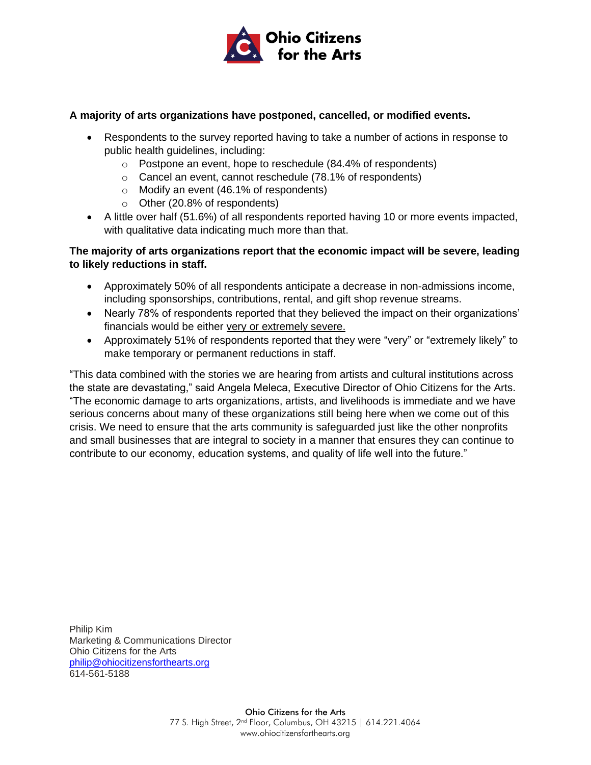**A majority of arts organizations have postponed, cancelled, or modified events.**

- Respondents to the survey reported having to take a number of actions in response to public health guidelines, including:
  - Postpone an event, hope to reschedule (84.4% of respondents)
  - Cancel an event, cannot reschedule (78.1% of respondents)
  - Modify an event (46.1% of respondents)
  - Other (20.8% of respondents)
- A little over half (51.6%) of all respondents reported having 10 or more events impacted, with qualitative data indicating much more than that.

**The majority of arts organizations report that the economic impact will be severe, leading to likely reductions in staff.**

- Approximately 50% of all respondents anticipate a decrease in non-admissions income, including sponsorships, contributions, rental, and gift shop revenue streams.
- Nearly 78% of respondents reported that they believed the impact on their organizations' financials would be either very or extremely severe.
- Approximately 51% of respondents reported that they were "very" or "extremely likely" to make temporary or permanent reductions in staff.

"This data combined with the stories we are hearing from artists and cultural institutions across the state are devastating," said Angela Meleca, Executive Director of Ohio Citizens for the Arts. "The economic damage to arts organizations, artists, and livelihoods is immediate and we have serious concerns about many of these organizations still being here when we come out of this crisis. We need to ensure that the arts community is safeguarded just like the other nonprofits and small businesses that are integral to society in a manner that ensures they can continue to contribute to our economy, education systems, and quality of life well into the future."

Philip Kim
Marketing & Communications Director
Ohio Citizens for the Arts
philip@ohiocitizensforthearts.org
614-561-5188